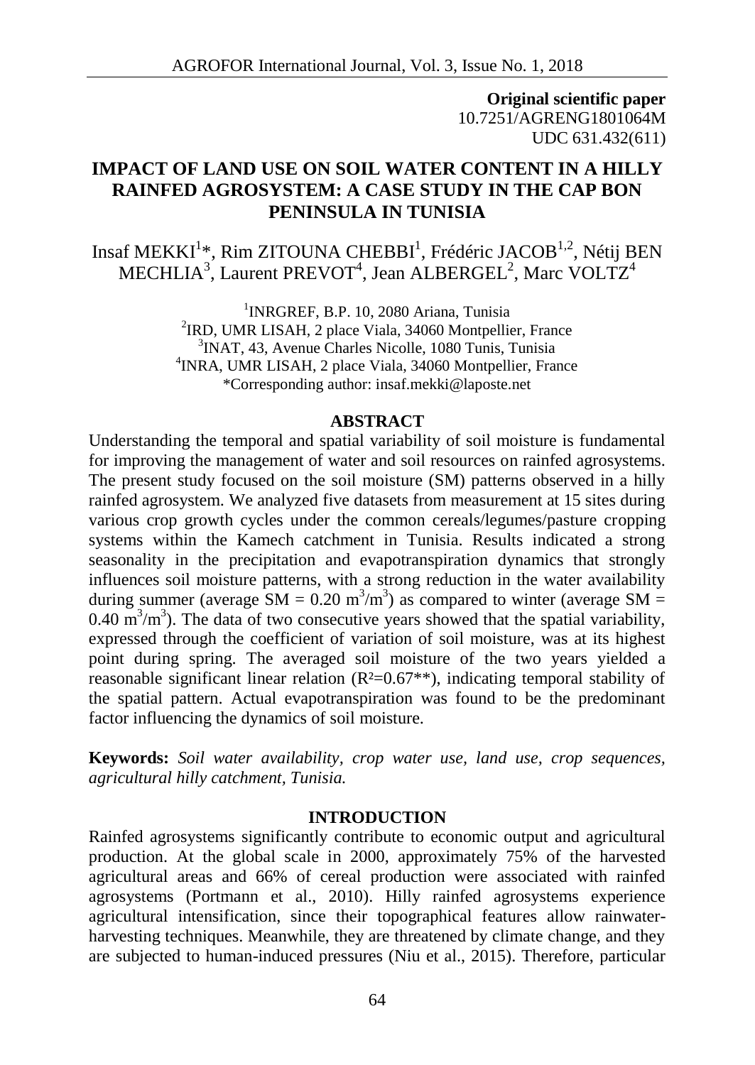**Original scientific paper**
10.7251/AGRENG1801064M
UDC 631.432(611)

# IMPACT OF LAND USE ON SOIL WATER CONTENT IN A HILLY RAINFED AGROSYSTEM: A CASE STUDY IN THE CAP BON PENINSULA IN TUNISIA

Insaf MEKKI[1]*, Rim ZITOUNA CHEBBI[1], Frédéric JACOB[1,2], Nétij BEN MECHLIA[3], Laurent PREVOT[4], Jean ALBERGEL[2], Marc VOLTZ[4]

[1]INRGREF, B.P. 10, 2080 Ariana, Tunisia
[2]IRD, UMR LISAH, 2 place Viala, 34060 Montpellier, France
[3]INAT, 43, Avenue Charles Nicolle, 1080 Tunis, Tunisia
[4]INRA, UMR LISAH, 2 place Viala, 34060 Montpellier, France
*Corresponding author: insaf.mekki@laposte.net

## ABSTRACT

Understanding the temporal and spatial variability of soil moisture is fundamental for improving the management of water and soil resources on rainfed agrosystems. The present study focused on the soil moisture (SM) patterns observed in a hilly rainfed agrosystem. We analyzed five datasets from measurement at 15 sites during various crop growth cycles under the common cereals/legumes/pasture cropping systems within the Kamech catchment in Tunisia. Results indicated a strong seasonality in the precipitation and evapotranspiration dynamics that strongly influences soil moisture patterns, with a strong reduction in the water availability during summer (average SM = 0.20 $m^3/m^3$) as compared to winter (average SM = 0.40 $m^3/m^3$). The data of two consecutive years showed that the spatial variability, expressed through the coefficient of variation of soil moisture, was at its highest point during spring. The averaged soil moisture of the two years yielded a reasonable significant linear relation ($R^2$=0.67**), indicating temporal stability of the spatial pattern. Actual evapotranspiration was found to be the predominant factor influencing the dynamics of soil moisture.

**Keywords:** *Soil water availability, crop water use, land use, crop sequences, agricultural hilly catchment, Tunisia.*

## INTRODUCTION

Rainfed agrosystems significantly contribute to economic output and agricultural production. At the global scale in 2000, approximately 75% of the harvested agricultural areas and 66% of cereal production were associated with rainfed agrosystems (Portmann et al., 2010). Hilly rainfed agrosystems experience agricultural intensification, since their topographical features allow rainwater-harvesting techniques. Meanwhile, they are threatened by climate change, and they are subjected to human-induced pressures (Niu et al., 2015). Therefore, particular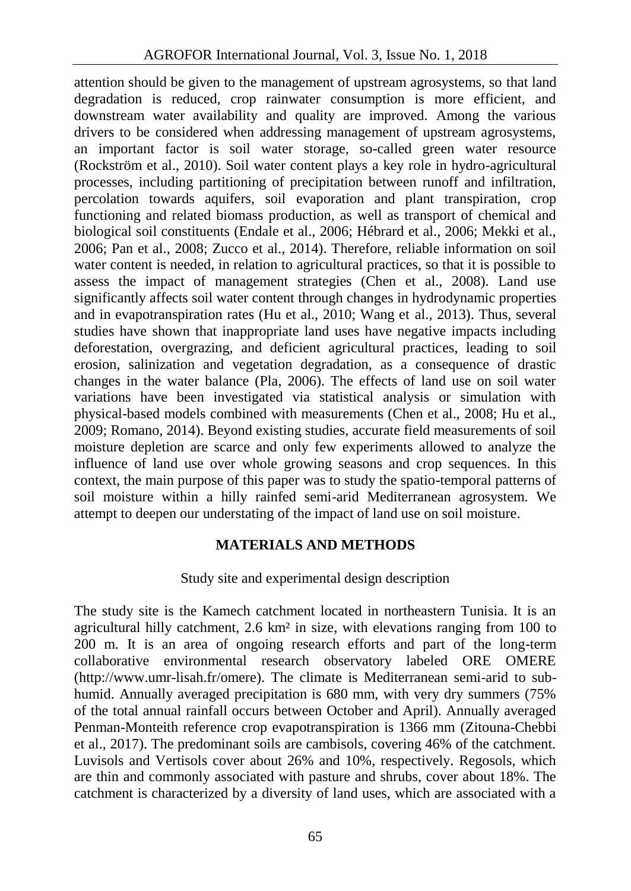attention should be given to the management of upstream agrosystems, so that land degradation is reduced, crop rainwater consumption is more efficient, and downstream water availability and quality are improved. Among the various drivers to be considered when addressing management of upstream agrosystems, an important factor is soil water storage, so-called green water resource (Rockström et al., 2010). Soil water content plays a key role in hydro-agricultural processes, including partitioning of precipitation between runoff and infiltration, percolation towards aquifers, soil evaporation and plant transpiration, crop functioning and related biomass production, as well as transport of chemical and biological soil constituents (Endale et al., 2006; Hébrard et al., 2006; Mekki et al., 2006; Pan et al., 2008; Zucco et al., 2014). Therefore, reliable information on soil water content is needed, in relation to agricultural practices, so that it is possible to assess the impact of management strategies (Chen et al., 2008). Land use significantly affects soil water content through changes in hydrodynamic properties and in evapotranspiration rates (Hu et al., 2010; Wang et al., 2013). Thus, several studies have shown that inappropriate land uses have negative impacts including deforestation, overgrazing, and deficient agricultural practices, leading to soil erosion, salinization and vegetation degradation, as a consequence of drastic changes in the water balance (Pla, 2006). The effects of land use on soil water variations have been investigated via statistical analysis or simulation with physical-based models combined with measurements (Chen et al., 2008; Hu et al., 2009; Romano, 2014). Beyond existing studies, accurate field measurements of soil moisture depletion are scarce and only few experiments allowed to analyze the influence of land use over whole growing seasons and crop sequences. In this context, the main purpose of this paper was to study the spatio-temporal patterns of soil moisture within a hilly rainfed semi-arid Mediterranean agrosystem. We attempt to deepen our understating of the impact of land use on soil moisture.

## MATERIALS AND METHODS

### Study site and experimental design description

The study site is the Kamech catchment located in northeastern Tunisia. It is an agricultural hilly catchment, 2.6 km² in size, with elevations ranging from 100 to 200 m. It is an area of ongoing research efforts and part of the long-term collaborative environmental research observatory labeled ORE OMERE (http://www.umr-lisah.fr/omere). The climate is Mediterranean semi-arid to sub-humid. Annually averaged precipitation is 680 mm, with very dry summers (75% of the total annual rainfall occurs between October and April). Annually averaged Penman-Monteith reference crop evapotranspiration is 1366 mm (Zitouna-Chebbi et al., 2017). The predominant soils are cambisols, covering 46% of the catchment. Luvisols and Vertisols cover about 26% and 10%, respectively. Regosols, which are thin and commonly associated with pasture and shrubs, cover about 18%. The catchment is characterized by a diversity of land uses, which are associated with a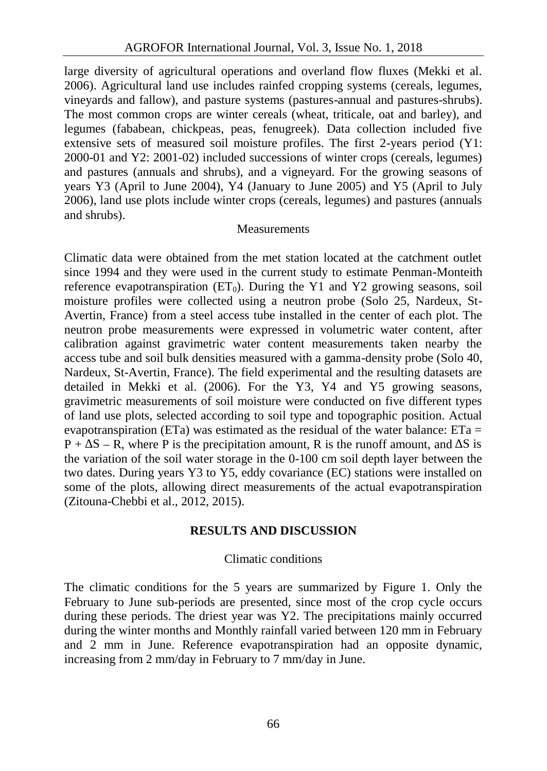large diversity of agricultural operations and overland flow fluxes (Mekki et al. 2006). Agricultural land use includes rainfed cropping systems (cereals, legumes, vineyards and fallow), and pasture systems (pastures-annual and pastures-shrubs). The most common crops are winter cereals (wheat, triticale, oat and barley), and legumes (fababean, chickpeas, peas, fenugreek). Data collection included five extensive sets of measured soil moisture profiles. The first 2-years period (Y1: 2000-01 and Y2: 2001-02) included successions of winter crops (cereals, legumes) and pastures (annuals and shrubs), and a vigneyard. For the growing seasons of years Y3 (April to June 2004), Y4 (January to June 2005) and Y5 (April to July 2006), land use plots include winter crops (cereals, legumes) and pastures (annuals and shrubs).

### Measurements

Climatic data were obtained from the met station located at the catchment outlet since 1994 and they were used in the current study to estimate Penman-Monteith reference evapotranspiration ($ET_0$). During the Y1 and Y2 growing seasons, soil moisture profiles were collected using a neutron probe (Solo 25, Nardeux, St-Avertin, France) from a steel access tube installed in the center of each plot. The neutron probe measurements were expressed in volumetric water content, after calibration against gravimetric water content measurements taken nearby the access tube and soil bulk densities measured with a gamma-density probe (Solo 40, Nardeux, St-Avertin, France). The field experimental and the resulting datasets are detailed in Mekki et al. (2006). For the Y3, Y4 and Y5 growing seasons, gravimetric measurements of soil moisture were conducted on five different types of land use plots, selected according to soil type and topographic position. Actual evapotranspiration (ETa) was estimated as the residual of the water balance: $ETa = P + \Delta S - R$, where P is the precipitation amount, R is the runoff amount, and $\Delta S$ is the variation of the soil water storage in the 0-100 cm soil depth layer between the two dates. During years Y3 to Y5, eddy covariance (EC) stations were installed on some of the plots, allowing direct measurements of the actual evapotranspiration (Zitouna-Chebbi et al., 2012, 2015).

## RESULTS AND DISCUSSION

### Climatic conditions

The climatic conditions for the 5 years are summarized by Figure 1. Only the February to June sub-periods are presented, since most of the crop cycle occurs during these periods. The driest year was Y2. The precipitations mainly occurred during the winter months and Monthly rainfall varied between 120 mm in February and 2 mm in June. Reference evapotranspiration had an opposite dynamic, increasing from 2 mm/day in February to 7 mm/day in June.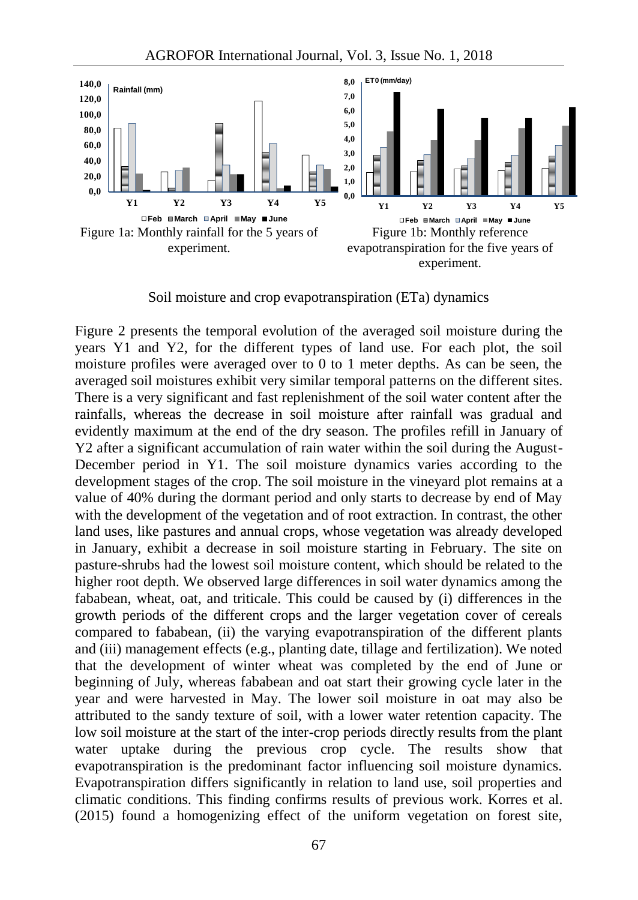Figure 1a: Monthly rainfall for the 5 years of experiment.

Figure 1b: Monthly reference evapotranspiration for the five years of experiment.

Soil moisture and crop evapotranspiration (ETa) dynamics

Figure 2 presents the temporal evolution of the averaged soil moisture during the years Y1 and Y2, for the different types of land use. For each plot, the soil moisture profiles were averaged over to 0 to 1 meter depths. As can be seen, the averaged soil moistures exhibit very similar temporal patterns on the different sites. There is a very significant and fast replenishment of the soil water content after the rainfalls, whereas the decrease in soil moisture after rainfall was gradual and evidently maximum at the end of the dry season. The profiles refill in January of Y2 after a significant accumulation of rain water within the soil during the August-December period in Y1. The soil moisture dynamics varies according to the development stages of the crop. The soil moisture in the vineyard plot remains at a value of 40% during the dormant period and only starts to decrease by end of May with the development of the vegetation and of root extraction. In contrast, the other land uses, like pastures and annual crops, whose vegetation was already developed in January, exhibit a decrease in soil moisture starting in February. The site on pasture-shrubs had the lowest soil moisture content, which should be related to the higher root depth. We observed large differences in soil water dynamics among the fababean, wheat, oat, and triticale. This could be caused by (i) differences in the growth periods of the different crops and the larger vegetation cover of cereals compared to fababean, (ii) the varying evapotranspiration of the different plants and (iii) management effects (e.g., planting date, tillage and fertilization). We noted that the development of winter wheat was completed by the end of June or beginning of July, whereas fababean and oat start their growing cycle later in the year and were harvested in May. The lower soil moisture in oat may also be attributed to the sandy texture of soil, with a lower water retention capacity. The low soil moisture at the start of the inter-crop periods directly results from the plant water uptake during the previous crop cycle. The results show that evapotranspiration is the predominant factor influencing soil moisture dynamics. Evapotranspiration differs significantly in relation to land use, soil properties and climatic conditions. This finding confirms results of previous work. Korres et al. (2015) found a homogenizing effect of the uniform vegetation on forest site,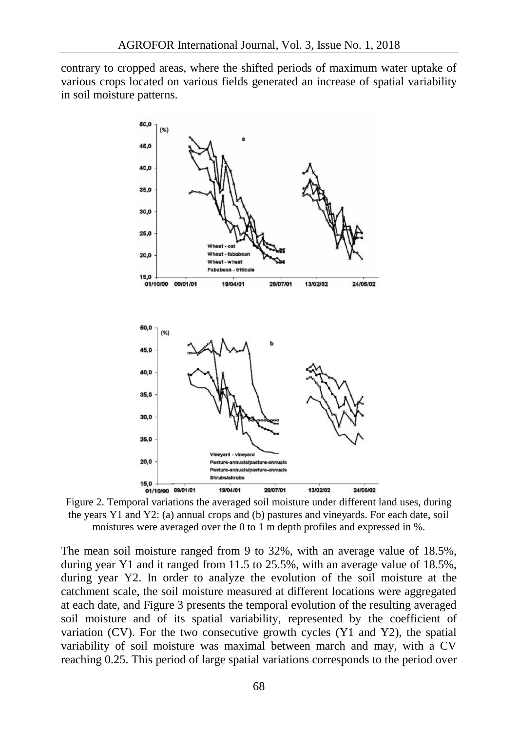contrary to cropped areas, where the shifted periods of maximum water uptake of various crops located on various fields generated an increase of spatial variability in soil moisture patterns.

Figure 2. Temporal variations the averaged soil moisture under different land uses, during the years Y1 and Y2: (a) annual crops and (b) pastures and vineyards. For each date, soil moistures were averaged over the 0 to 1 m depth profiles and expressed in %.

The mean soil moisture ranged from 9 to 32%, with an average value of 18.5%, during year Y1 and it ranged from 11.5 to 25.5%, with an average value of 18.5%, during year Y2. In order to analyze the evolution of the soil moisture at the catchment scale, the soil moisture measured at different locations were aggregated at each date, and Figure 3 presents the temporal evolution of the resulting averaged soil moisture and of its spatial variability, represented by the coefficient of variation (CV). For the two consecutive growth cycles (Y1 and Y2), the spatial variability of soil moisture was maximal between march and may, with a CV reaching 0.25. This period of large spatial variations corresponds to the period over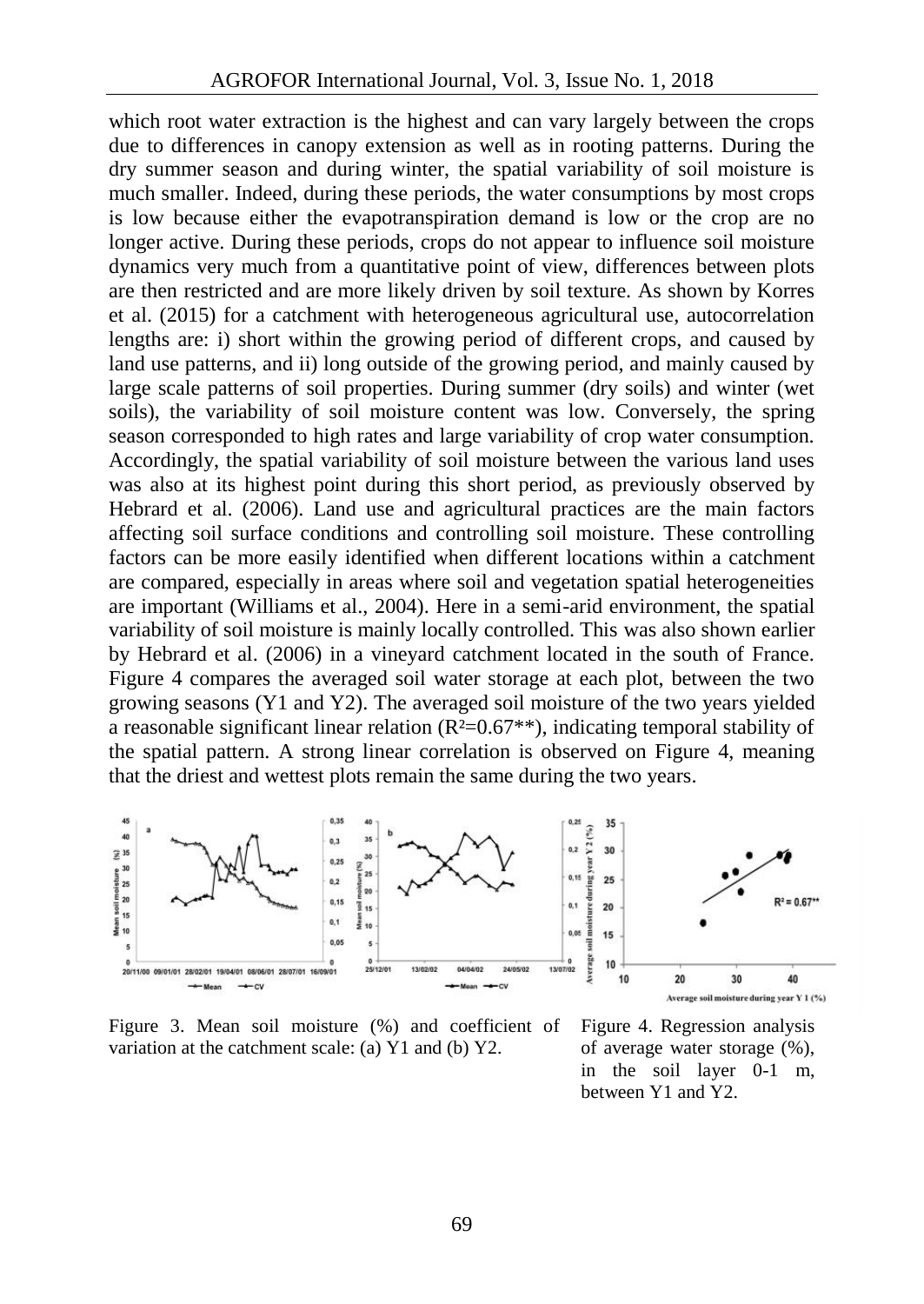which root water extraction is the highest and can vary largely between the crops due to differences in canopy extension as well as in rooting patterns. During the dry summer season and during winter, the spatial variability of soil moisture is much smaller. Indeed, during these periods, the water consumptions by most crops is low because either the evapotranspiration demand is low or the crop are no longer active. During these periods, crops do not appear to influence soil moisture dynamics very much from a quantitative point of view, differences between plots are then restricted and are more likely driven by soil texture. As shown by Korres et al. (2015) for a catchment with heterogeneous agricultural use, autocorrelation lengths are: i) short within the growing period of different crops, and caused by land use patterns, and ii) long outside of the growing period, and mainly caused by large scale patterns of soil properties. During summer (dry soils) and winter (wet soils), the variability of soil moisture content was low. Conversely, the spring season corresponded to high rates and large variability of crop water consumption. Accordingly, the spatial variability of soil moisture between the various land uses was also at its highest point during this short period, as previously observed by Hebrard et al. (2006). Land use and agricultural practices are the main factors affecting soil surface conditions and controlling soil moisture. These controlling factors can be more easily identified when different locations within a catchment are compared, especially in areas where soil and vegetation spatial heterogeneities are important (Williams et al., 2004). Here in a semi-arid environment, the spatial variability of soil moisture is mainly locally controlled. This was also shown earlier by Hebrard et al. (2006) in a vineyard catchment located in the south of France. Figure 4 compares the averaged soil water storage at each plot, between the two growing seasons (Y1 and Y2). The averaged soil moisture of the two years yielded a reasonable significant linear relation ($R^2$=0.67**), indicating temporal stability of the spatial pattern. A strong linear correlation is observed on Figure 4, meaning that the driest and wettest plots remain the same during the two years.

Figure 3. Mean soil moisture (%) and coefficient of variation at the catchment scale: (a) Y1 and (b) Y2.

Figure 4. Regression analysis of average water storage (%), in the soil layer 0-1 m, between Y1 and Y2.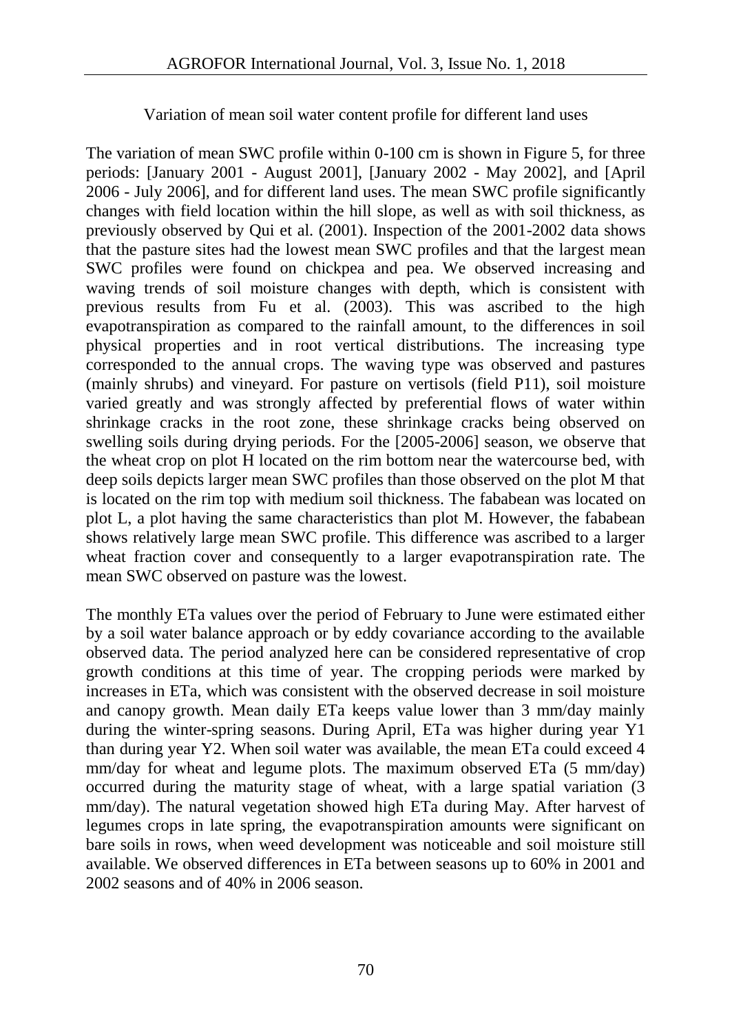Variation of mean soil water content profile for different land uses

The variation of mean SWC profile within 0-100 cm is shown in Figure 5, for three periods: [January 2001 - August 2001], [January 2002 - May 2002], and [April 2006 - July 2006], and for different land uses. The mean SWC profile significantly changes with field location within the hill slope, as well as with soil thickness, as previously observed by Qui et al. (2001). Inspection of the 2001-2002 data shows that the pasture sites had the lowest mean SWC profiles and that the largest mean SWC profiles were found on chickpea and pea. We observed increasing and waving trends of soil moisture changes with depth, which is consistent with previous results from Fu et al. (2003). This was ascribed to the high evapotranspiration as compared to the rainfall amount, to the differences in soil physical properties and in root vertical distributions. The increasing type corresponded to the annual crops. The waving type was observed and pastures (mainly shrubs) and vineyard. For pasture on vertisols (field P11), soil moisture varied greatly and was strongly affected by preferential flows of water within shrinkage cracks in the root zone, these shrinkage cracks being observed on swelling soils during drying periods. For the [2005-2006] season, we observe that the wheat crop on plot H located on the rim bottom near the watercourse bed, with deep soils depicts larger mean SWC profiles than those observed on the plot M that is located on the rim top with medium soil thickness. The fababean was located on plot L, a plot having the same characteristics than plot M. However, the fababean shows relatively large mean SWC profile. This difference was ascribed to a larger wheat fraction cover and consequently to a larger evapotranspiration rate. The mean SWC observed on pasture was the lowest.

The monthly ETa values over the period of February to June were estimated either by a soil water balance approach or by eddy covariance according to the available observed data. The period analyzed here can be considered representative of crop growth conditions at this time of year. The cropping periods were marked by increases in ETa, which was consistent with the observed decrease in soil moisture and canopy growth. Mean daily ETa keeps value lower than 3 mm/day mainly during the winter-spring seasons. During April, ETa was higher during year Y1 than during year Y2. When soil water was available, the mean ETa could exceed 4 mm/day for wheat and legume plots. The maximum observed ETa (5 mm/day) occurred during the maturity stage of wheat, with a large spatial variation (3 mm/day). The natural vegetation showed high ETa during May. After harvest of legumes crops in late spring, the evapotranspiration amounts were significant on bare soils in rows, when weed development was noticeable and soil moisture still available. We observed differences in ETa between seasons up to 60% in 2001 and 2002 seasons and of 40% in 2006 season.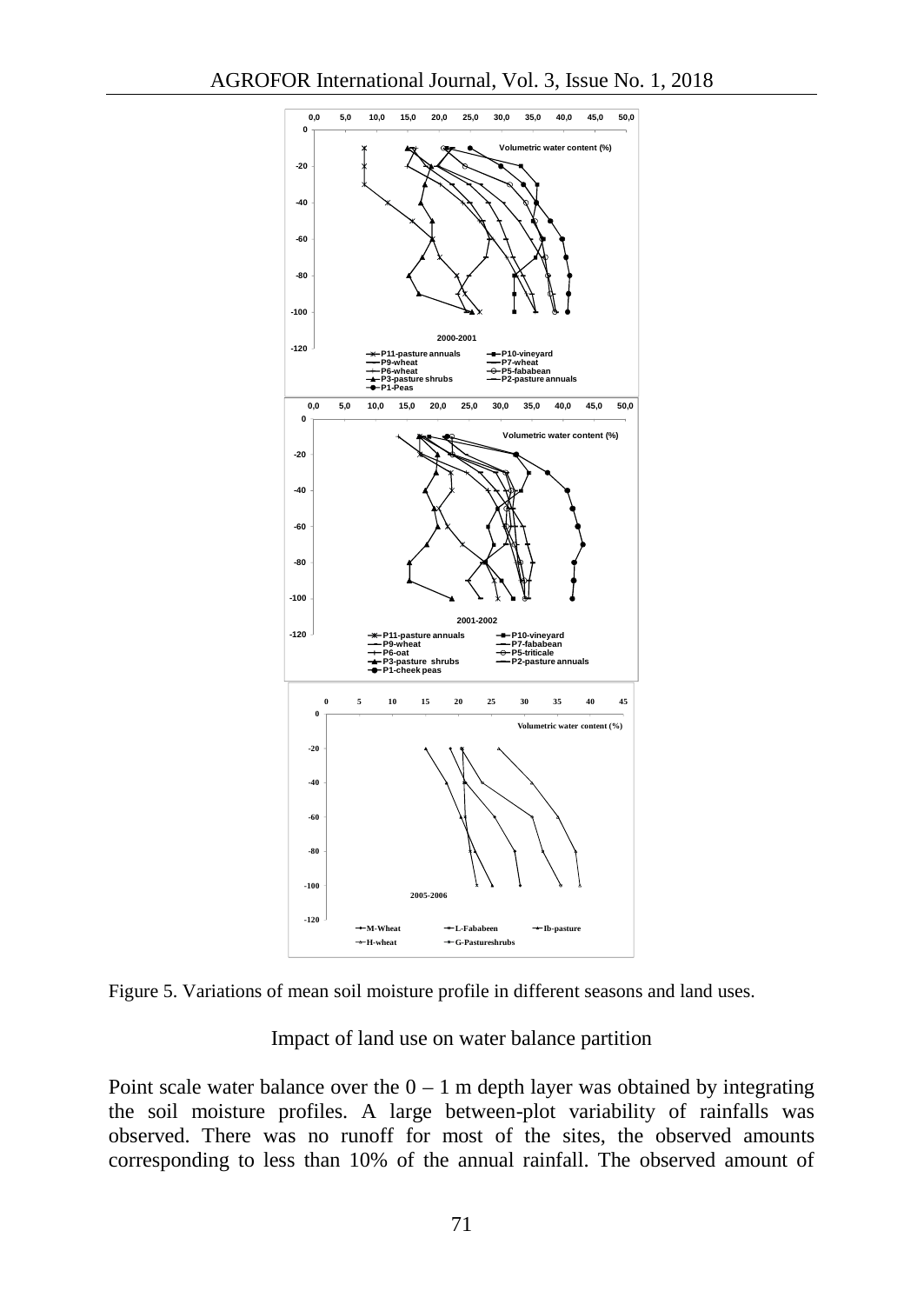Figure 5. Variations of mean soil moisture profile in different seasons and land uses.

## Impact of land use on water balance partition

Point scale water balance over the 0 – 1 m depth layer was obtained by integrating the soil moisture profiles. A large between-plot variability of rainfalls was observed. There was no runoff for most of the sites, the observed amounts corresponding to less than 10% of the annual rainfall. The observed amount of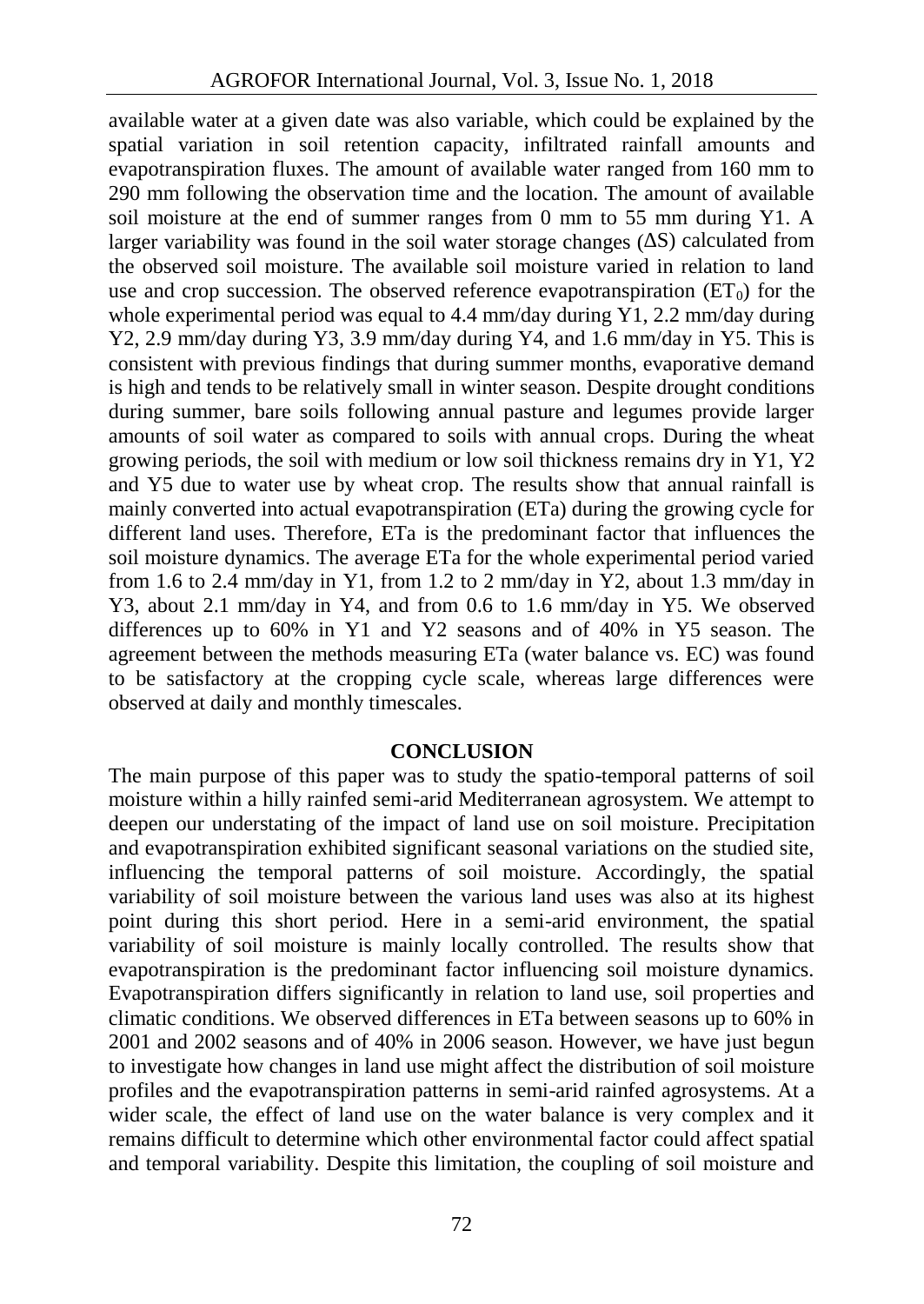available water at a given date was also variable, which could be explained by the spatial variation in soil retention capacity, infiltrated rainfall amounts and evapotranspiration fluxes. The amount of available water ranged from 160 mm to 290 mm following the observation time and the location. The amount of available soil moisture at the end of summer ranges from 0 mm to 55 mm during Y1. A larger variability was found in the soil water storage changes ($\Delta S$) calculated from the observed soil moisture. The available soil moisture varied in relation to land use and crop succession. The observed reference evapotranspiration ($ET_0$) for the whole experimental period was equal to 4.4 mm/day during Y1, 2.2 mm/day during Y2, 2.9 mm/day during Y3, 3.9 mm/day during Y4, and 1.6 mm/day in Y5. This is consistent with previous findings that during summer months, evaporative demand is high and tends to be relatively small in winter season. Despite drought conditions during summer, bare soils following annual pasture and legumes provide larger amounts of soil water as compared to soils with annual crops. During the wheat growing periods, the soil with medium or low soil thickness remains dry in Y1, Y2 and Y5 due to water use by wheat crop. The results show that annual rainfall is mainly converted into actual evapotranspiration (ETa) during the growing cycle for different land uses. Therefore, ETa is the predominant factor that influences the soil moisture dynamics. The average ETa for the whole experimental period varied from 1.6 to 2.4 mm/day in Y1, from 1.2 to 2 mm/day in Y2, about 1.3 mm/day in Y3, about 2.1 mm/day in Y4, and from 0.6 to 1.6 mm/day in Y5. We observed differences up to 60% in Y1 and Y2 seasons and of 40% in Y5 season. The agreement between the methods measuring ETa (water balance vs. EC) was found to be satisfactory at the cropping cycle scale, whereas large differences were observed at daily and monthly timescales.

## CONCLUSION

The main purpose of this paper was to study the spatio-temporal patterns of soil moisture within a hilly rainfed semi-arid Mediterranean agrosystem. We attempt to deepen our understating of the impact of land use on soil moisture. Precipitation and evapotranspiration exhibited significant seasonal variations on the studied site, influencing the temporal patterns of soil moisture. Accordingly, the spatial variability of soil moisture between the various land uses was also at its highest point during this short period. Here in a semi-arid environment, the spatial variability of soil moisture is mainly locally controlled. The results show that evapotranspiration is the predominant factor influencing soil moisture dynamics. Evapotranspiration differs significantly in relation to land use, soil properties and climatic conditions. We observed differences in ETa between seasons up to 60% in 2001 and 2002 seasons and of 40% in 2006 season. However, we have just begun to investigate how changes in land use might affect the distribution of soil moisture profiles and the evapotranspiration patterns in semi-arid rainfed agrosystems. At a wider scale, the effect of land use on the water balance is very complex and it remains difficult to determine which other environmental factor could affect spatial and temporal variability. Despite this limitation, the coupling of soil moisture and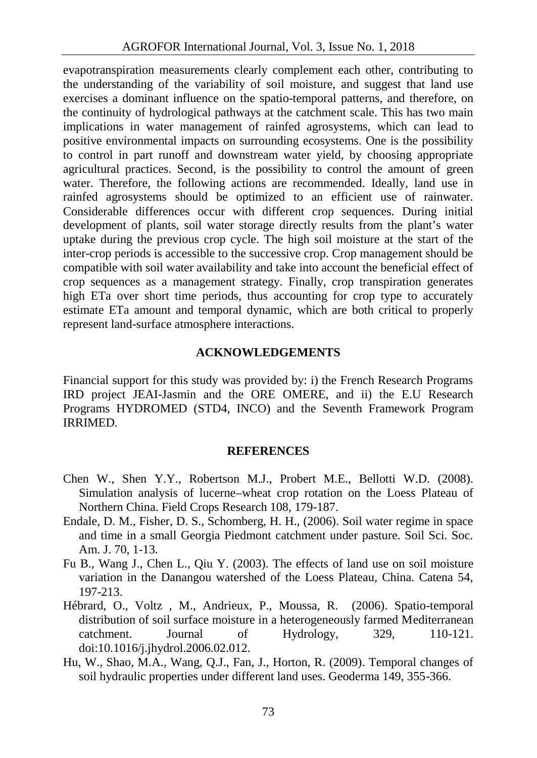evapotranspiration measurements clearly complement each other, contributing to the understanding of the variability of soil moisture, and suggest that land use exercises a dominant influence on the spatio-temporal patterns, and therefore, on the continuity of hydrological pathways at the catchment scale. This has two main implications in water management of rainfed agrosystems, which can lead to positive environmental impacts on surrounding ecosystems. One is the possibility to control in part runoff and downstream water yield, by choosing appropriate agricultural practices. Second, is the possibility to control the amount of green water. Therefore, the following actions are recommended. Ideally, land use in rainfed agrosystems should be optimized to an efficient use of rainwater. Considerable differences occur with different crop sequences. During initial development of plants, soil water storage directly results from the plant's water uptake during the previous crop cycle. The high soil moisture at the start of the inter-crop periods is accessible to the successive crop. Crop management should be compatible with soil water availability and take into account the beneficial effect of crop sequences as a management strategy. Finally, crop transpiration generates high ETa over short time periods, thus accounting for crop type to accurately estimate ETa amount and temporal dynamic, which are both critical to properly represent land-surface atmosphere interactions.

## ACKNOWLEDGEMENTS

Financial support for this study was provided by: i) the French Research Programs IRD project JEAI-Jasmin and the ORE OMERE, and ii) the E.U Research Programs HYDROMED (STD4, INCO) and the Seventh Framework Program IRRIMED.

## REFERENCES

Chen W., Shen Y.Y., Robertson M.J., Probert M.E., Bellotti W.D. (2008). Simulation analysis of lucerne–wheat crop rotation on the Loess Plateau of Northern China. Field Crops Research 108, 179-187.

Endale, D. M., Fisher, D. S., Schomberg, H. H., (2006). Soil water regime in space and time in a small Georgia Piedmont catchment under pasture. Soil Sci. Soc. Am. J. 70, 1-13.

Fu B., Wang J., Chen L., Qiu Y. (2003). The effects of land use on soil moisture variation in the Danangou watershed of the Loess Plateau, China. Catena 54, 197-213.

Hébrard, O., Voltz , M., Andrieux, P., Moussa, R. (2006). Spatio-temporal distribution of soil surface moisture in a heterogeneously farmed Mediterranean catchment. Journal of Hydrology, 329, 110-121. doi:10.1016/j.jhydrol.2006.02.012.

Hu, W., Shao, M.A., Wang, Q.J., Fan, J., Horton, R. (2009). Temporal changes of soil hydraulic properties under different land uses. Geoderma 149, 355-366.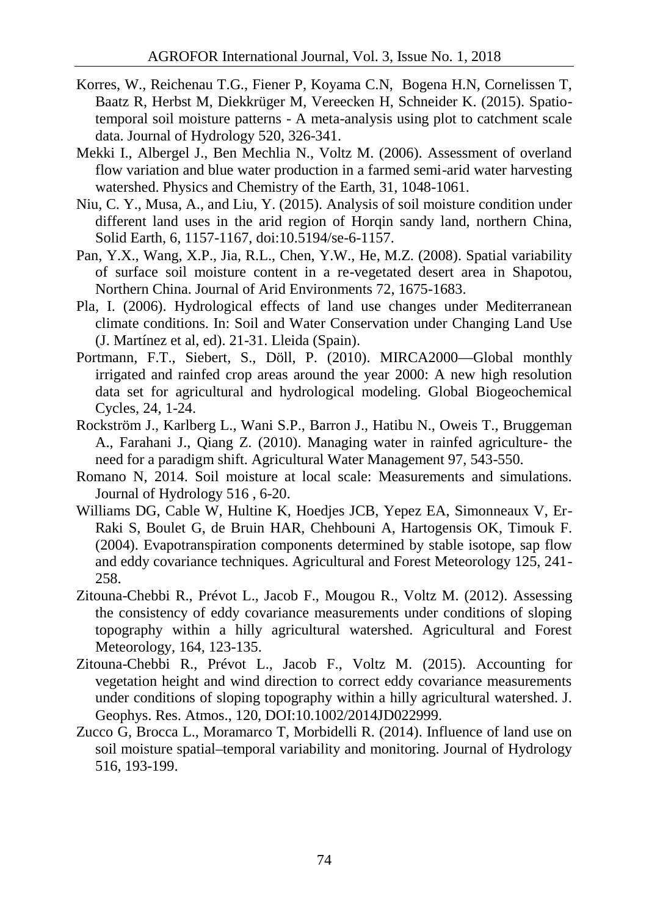Korres, W., Reichenau T.G., Fiener P, Koyama C.N, Bogena H.N, Cornelissen T, Baatz R, Herbst M, Diekkrüger M, Vereecken H, Schneider K. (2015). Spatio-temporal soil moisture patterns - A meta-analysis using plot to catchment scale data. Journal of Hydrology 520, 326-341.

Mekki I., Albergel J., Ben Mechlia N., Voltz M. (2006). Assessment of overland flow variation and blue water production in a farmed semi-arid water harvesting watershed. Physics and Chemistry of the Earth, 31, 1048-1061.

Niu, C. Y., Musa, A., and Liu, Y. (2015). Analysis of soil moisture condition under different land uses in the arid region of Horqin sandy land, northern China, Solid Earth, 6, 1157-1167, doi:10.5194/se-6-1157.

Pan, Y.X., Wang, X.P., Jia, R.L., Chen, Y.W., He, M.Z. (2008). Spatial variability of surface soil moisture content in a re-vegetated desert area in Shapotou, Northern China. Journal of Arid Environments 72, 1675-1683.

Pla, I. (2006). Hydrological effects of land use changes under Mediterranean climate conditions. In: Soil and Water Conservation under Changing Land Use (J. Martínez et al, ed). 21-31. Lleida (Spain).

Portmann, F.T., Siebert, S., Döll, P. (2010). MIRCA2000—Global monthly irrigated and rainfed crop areas around the year 2000: A new high resolution data set for agricultural and hydrological modeling. Global Biogeochemical Cycles, 24, 1-24.

Rockström J., Karlberg L., Wani S.P., Barron J., Hatibu N., Oweis T., Bruggeman A., Farahani J., Qiang Z. (2010). Managing water in rainfed agriculture- the need for a paradigm shift. Agricultural Water Management 97, 543-550.

Romano N, 2014. Soil moisture at local scale: Measurements and simulations. Journal of Hydrology 516 , 6-20.

Williams DG, Cable W, Hultine K, Hoedjes JCB, Yepez EA, Simonneaux V, Er-Raki S, Boulet G, de Bruin HAR, Chehbouni A, Hartogensis OK, Timouk F. (2004). Evapotranspiration components determined by stable isotope, sap flow and eddy covariance techniques. Agricultural and Forest Meteorology 125, 241-258.

Zitouna-Chebbi R., Prévot L., Jacob F., Mougou R., Voltz M. (2012). Assessing the consistency of eddy covariance measurements under conditions of sloping topography within a hilly agricultural watershed. Agricultural and Forest Meteorology, 164, 123-135.

Zitouna-Chebbi R., Prévot L., Jacob F., Voltz M. (2015). Accounting for vegetation height and wind direction to correct eddy covariance measurements under conditions of sloping topography within a hilly agricultural watershed. J. Geophys. Res. Atmos., 120, DOI:10.1002/2014JD022999.

Zucco G, Brocca L., Moramarco T, Morbidelli R. (2014). Influence of land use on soil moisture spatial–temporal variability and monitoring. Journal of Hydrology 516, 193-199.